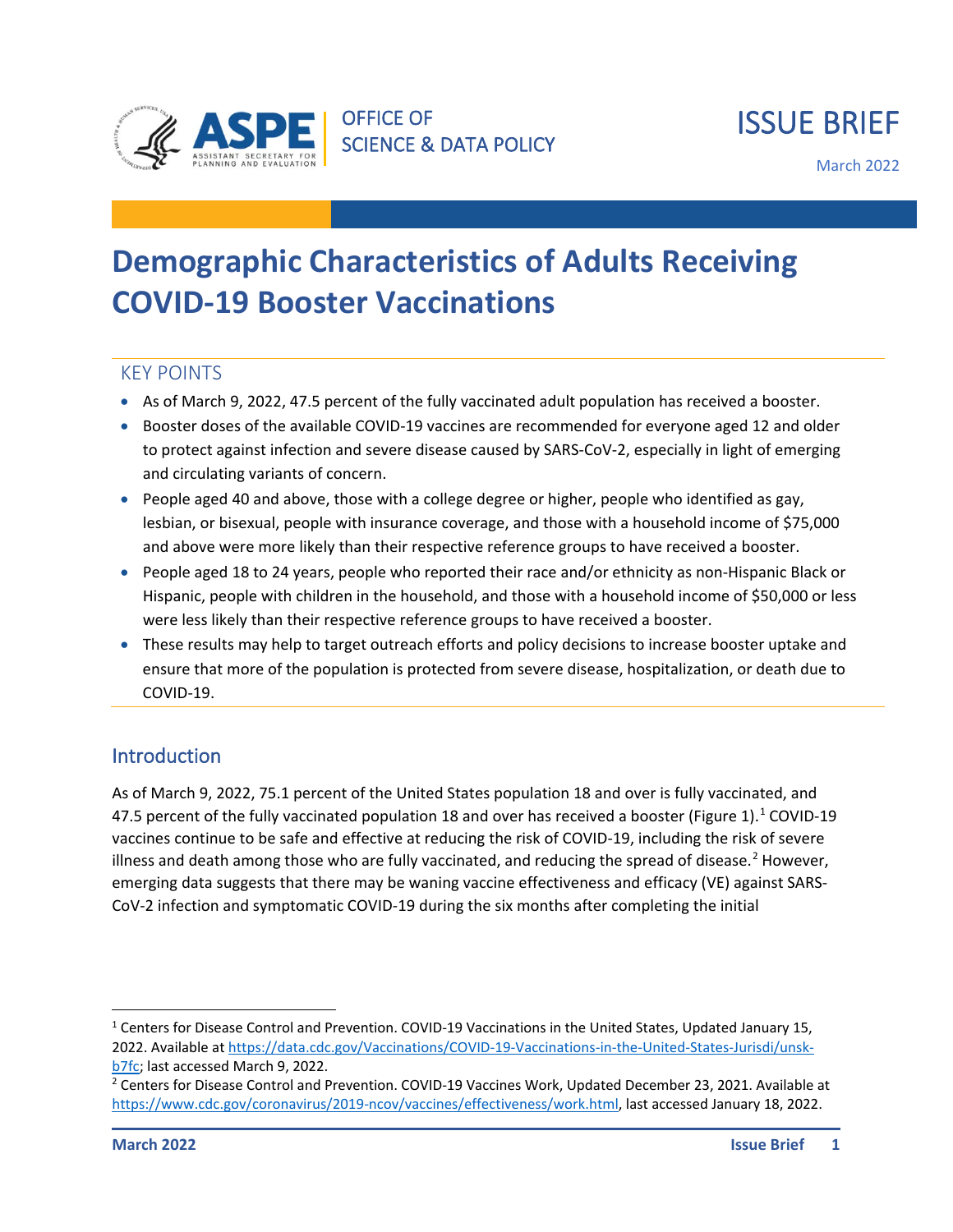OFFICE OF SCIENCE & DATA POLICY

ISSUE BRIEF

March 2022

# Demographic Characteristics of Adults Receiving COVID-19 Booster Vaccinations

## KEY POINTS

- As of March 9, 2022, 47.5 percent of the fully vaccinated adult population has received a booster.
- Booster doses of the available COVID-19 vaccines are recommended for everyone aged 12 and older to protect against infection and severe disease caused by SARS-CoV-2, especially in light of emerging and circulating variants of concern.
- People aged 40 and above, those with a college degree or higher, people who identified as gay, lesbian, or bisexual, people with insurance coverage, and those with a household income of $75,000 and above were more likely than their respective reference groups to have received a booster.
- People aged 18 to 24 years, people who reported their race and/or ethnicity as non-Hispanic Black or Hispanic, people with children in the household, and those with a household income of $50,000 or less were less likely than their respective reference groups to have received a booster.
- These results may help to target outreach efforts and policy decisions to increase booster uptake and ensure that more of the population is protected from severe disease, hospitalization, or death due to COVID-19.

## Introduction

As of March 9, 2022, 75.1 percent of the United States population 18 and over is fully vaccinated, and 47.5 percent of the fully vaccinated population 18 and over has received a booster (Figure 1).[1] COVID-19 vaccines continue to be safe and effective at reducing the risk of COVID-19, including the risk of severe illness and death among those who are fully vaccinated, and reducing the spread of disease.[2] However, emerging data suggests that there may be waning vaccine effectiveness and efficacy (VE) against SARS-CoV-2 infection and symptomatic COVID-19 during the six months after completing the initial

---

[1] Centers for Disease Control and Prevention. COVID-19 Vaccinations in the United States, Updated January 15, 2022. Available at https://data.cdc.gov/Vaccinations/COVID-19-Vaccinations-in-the-United-States-Jurisdi/unsk-b7fc; last accessed March 9, 2022.

[2] Centers for Disease Control and Prevention. COVID-19 Vaccines Work, Updated December 23, 2021. Available at https://www.cdc.gov/coronavirus/2019-ncov/vaccines/effectiveness/work.html, last accessed January 18, 2022.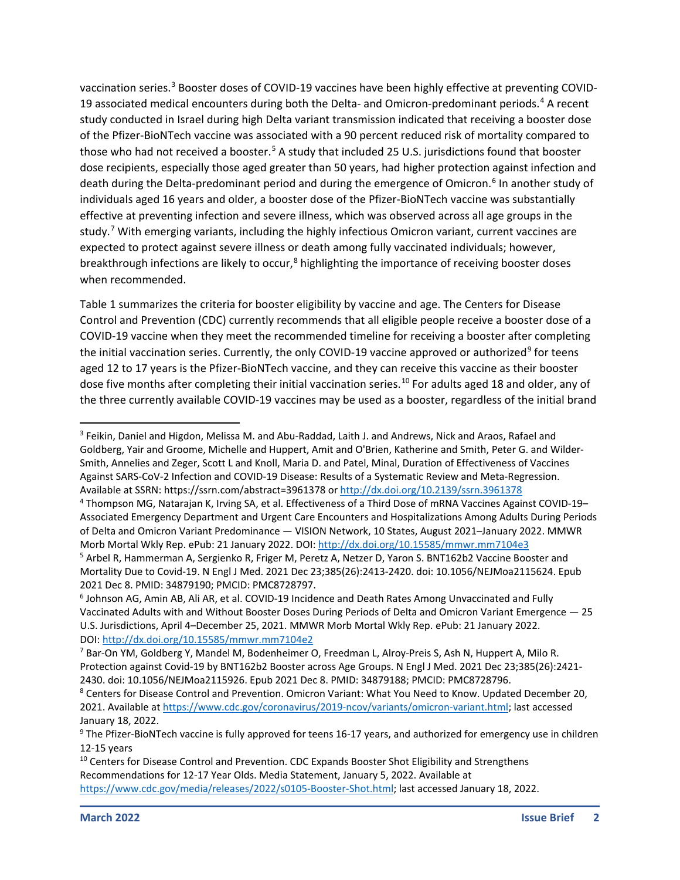vaccination series.[3] Booster doses of COVID-19 vaccines have been highly effective at preventing COVID-19 associated medical encounters during both the Delta- and Omicron-predominant periods.[4] A recent study conducted in Israel during high Delta variant transmission indicated that receiving a booster dose of the Pfizer-BioNTech vaccine was associated with a 90 percent reduced risk of mortality compared to those who had not received a booster.[5] A study that included 25 U.S. jurisdictions found that booster dose recipients, especially those aged greater than 50 years, had higher protection against infection and death during the Delta-predominant period and during the emergence of Omicron.[6] In another study of individuals aged 16 years and older, a booster dose of the Pfizer-BioNTech vaccine was substantially effective at preventing infection and severe illness, which was observed across all age groups in the study.[7] With emerging variants, including the highly infectious Omicron variant, current vaccines are expected to protect against severe illness or death among fully vaccinated individuals; however, breakthrough infections are likely to occur,[8] highlighting the importance of receiving booster doses when recommended.

Table 1 summarizes the criteria for booster eligibility by vaccine and age. The Centers for Disease Control and Prevention (CDC) currently recommends that all eligible people receive a booster dose of a COVID-19 vaccine when they meet the recommended timeline for receiving a booster after completing the initial vaccination series. Currently, the only COVID-19 vaccine approved or authorized[9] for teens aged 12 to 17 years is the Pfizer-BioNTech vaccine, and they can receive this vaccine as their booster dose five months after completing their initial vaccination series.[10] For adults aged 18 and older, any of the three currently available COVID-19 vaccines may be used as a booster, regardless of the initial brand

---

[3] Feikin, Daniel and Higdon, Melissa M. and Abu-Raddad, Laith J. and Andrews, Nick and Araos, Rafael and Goldberg, Yair and Groome, Michelle and Huppert, Amit and O'Brien, Katherine and Smith, Peter G. and Wilder-Smith, Annelies and Zeger, Scott L and Knoll, Maria D. and Patel, Minal, Duration of Effectiveness of Vaccines Against SARS-CoV-2 Infection and COVID-19 Disease: Results of a Systematic Review and Meta-Regression. Available at SSRN: https://ssrn.com/abstract=3961378 or http://dx.doi.org/10.2139/ssrn.3961378

[4] Thompson MG, Natarajan K, Irving SA, et al. Effectiveness of a Third Dose of mRNA Vaccines Against COVID-19–Associated Emergency Department and Urgent Care Encounters and Hospitalizations Among Adults During Periods of Delta and Omicron Variant Predominance — VISION Network, 10 States, August 2021–January 2022. MMWR Morb Mortal Wkly Rep. ePub: 21 January 2022. DOI: http://dx.doi.org/10.15585/mmwr.mm7104e3

[5] Arbel R, Hammerman A, Sergienko R, Friger M, Peretz A, Netzer D, Yaron S. BNT162b2 Vaccine Booster and Mortality Due to Covid-19. N Engl J Med. 2021 Dec 23;385(26):2413-2420. doi: 10.1056/NEJMoa2115624. Epub 2021 Dec 8. PMID: 34879190; PMCID: PMC8728797.

[6] Johnson AG, Amin AB, Ali AR, et al. COVID-19 Incidence and Death Rates Among Unvaccinated and Fully Vaccinated Adults with and Without Booster Doses During Periods of Delta and Omicron Variant Emergence — 25 U.S. Jurisdictions, April 4–December 25, 2021. MMWR Morb Mortal Wkly Rep. ePub: 21 January 2022. DOI: http://dx.doi.org/10.15585/mmwr.mm7104e2

[7] Bar-On YM, Goldberg Y, Mandel M, Bodenheimer O, Freedman L, Alroy-Preis S, Ash N, Huppert A, Milo R. Protection against Covid-19 by BNT162b2 Booster across Age Groups. N Engl J Med. 2021 Dec 23;385(26):2421-2430. doi: 10.1056/NEJMoa2115926. Epub 2021 Dec 8. PMID: 34879188; PMCID: PMC8728796.

[8] Centers for Disease Control and Prevention. Omicron Variant: What You Need to Know. Updated December 20, 2021. Available at https://www.cdc.gov/coronavirus/2019-ncov/variants/omicron-variant.html; last accessed January 18, 2022.

[9] The Pfizer-BioNTech vaccine is fully approved for teens 16-17 years, and authorized for emergency use in children 12-15 years

[10] Centers for Disease Control and Prevention. CDC Expands Booster Shot Eligibility and Strengthens Recommendations for 12-17 Year Olds. Media Statement, January 5, 2022. Available at https://www.cdc.gov/media/releases/2022/s0105-Booster-Shot.html; last accessed January 18, 2022.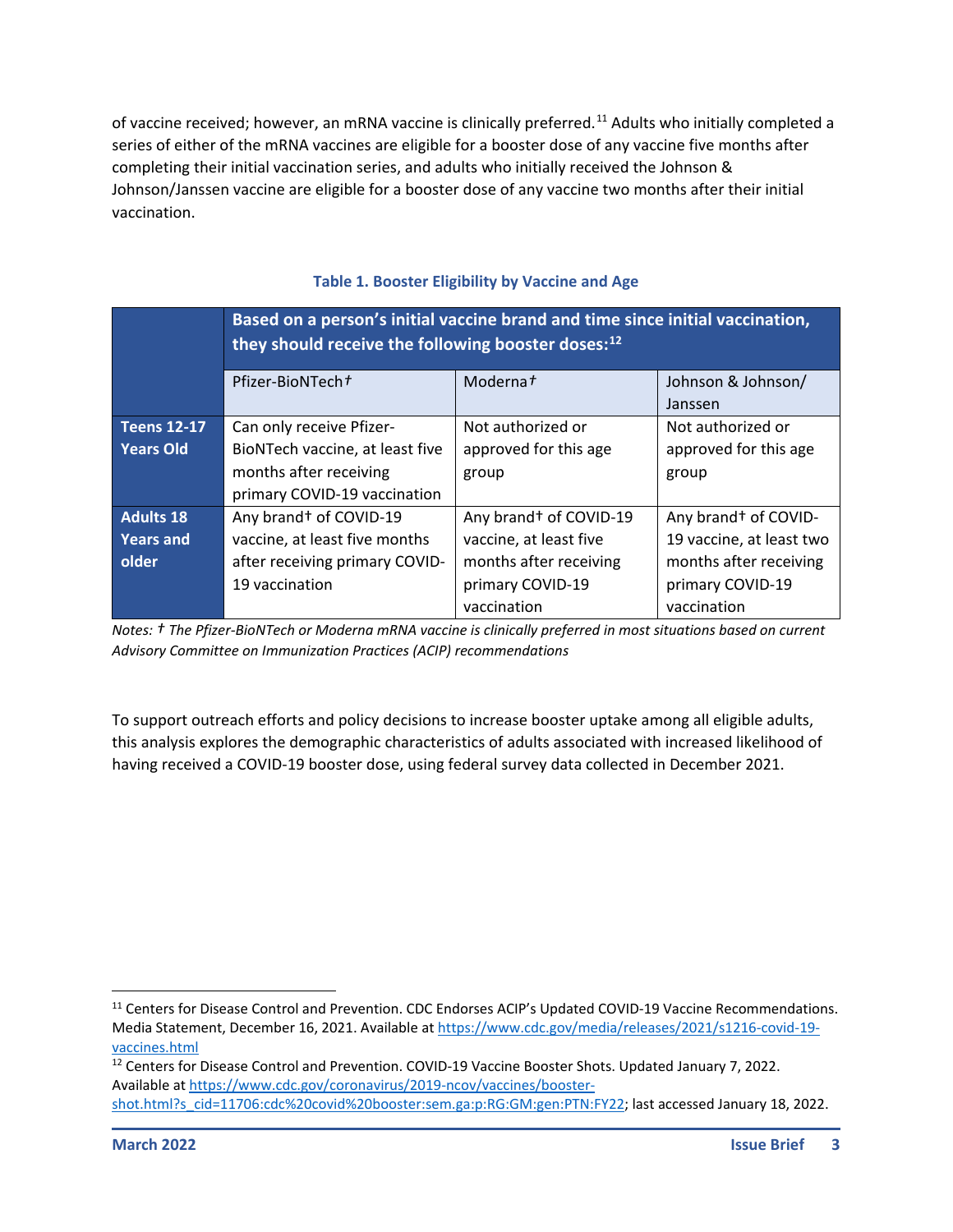of vaccine received; however, an mRNA vaccine is clinically preferred.[11] Adults who initially completed a series of either of the mRNA vaccines are eligible for a booster dose of any vaccine five months after completing their initial vaccination series, and adults who initially received the Johnson & Johnson/Janssen vaccine are eligible for a booster dose of any vaccine two months after their initial vaccination.

**Table 1. Booster Eligibility by Vaccine and Age**

| | **Based on a person's initial vaccine brand and time since initial vaccination, they should receive the following booster doses:**[12] | | |
|---|---|---|---|
| | Pfizer-BioNTech† | Moderna† | Johnson & Johnson/ Janssen |
| **Teens 12-17 Years Old** | Can only receive Pfizer-BioNTech vaccine, at least five months after receiving primary COVID-19 vaccination | Not authorized or approved for this age group | Not authorized or approved for this age group |
| **Adults 18 Years and older** | Any brand† of COVID-19 vaccine, at least five months after receiving primary COVID-19 vaccination | Any brand† of COVID-19 vaccine, at least five months after receiving primary COVID-19 vaccination | Any brand† of COVID-19 vaccine, at least two months after receiving primary COVID-19 vaccination |

*Notes: † The Pfizer-BioNTech or Moderna mRNA vaccine is clinically preferred in most situations based on current Advisory Committee on Immunization Practices (ACIP) recommendations*

To support outreach efforts and policy decisions to increase booster uptake among all eligible adults, this analysis explores the demographic characteristics of adults associated with increased likelihood of having received a COVID-19 booster dose, using federal survey data collected in December 2021.

---

[11] Centers for Disease Control and Prevention. CDC Endorses ACIP's Updated COVID-19 Vaccine Recommendations. Media Statement, December 16, 2021. Available at https://www.cdc.gov/media/releases/2021/s1216-covid-19-vaccines.html

[12] Centers for Disease Control and Prevention. COVID-19 Vaccine Booster Shots. Updated January 7, 2022. Available at https://www.cdc.gov/coronavirus/2019-ncov/vaccines/booster-shot.html?s_cid=11706:cdc%20covid%20booster:sem.ga:p:RG:GM:gen:PTN:FY22; last accessed January 18, 2022.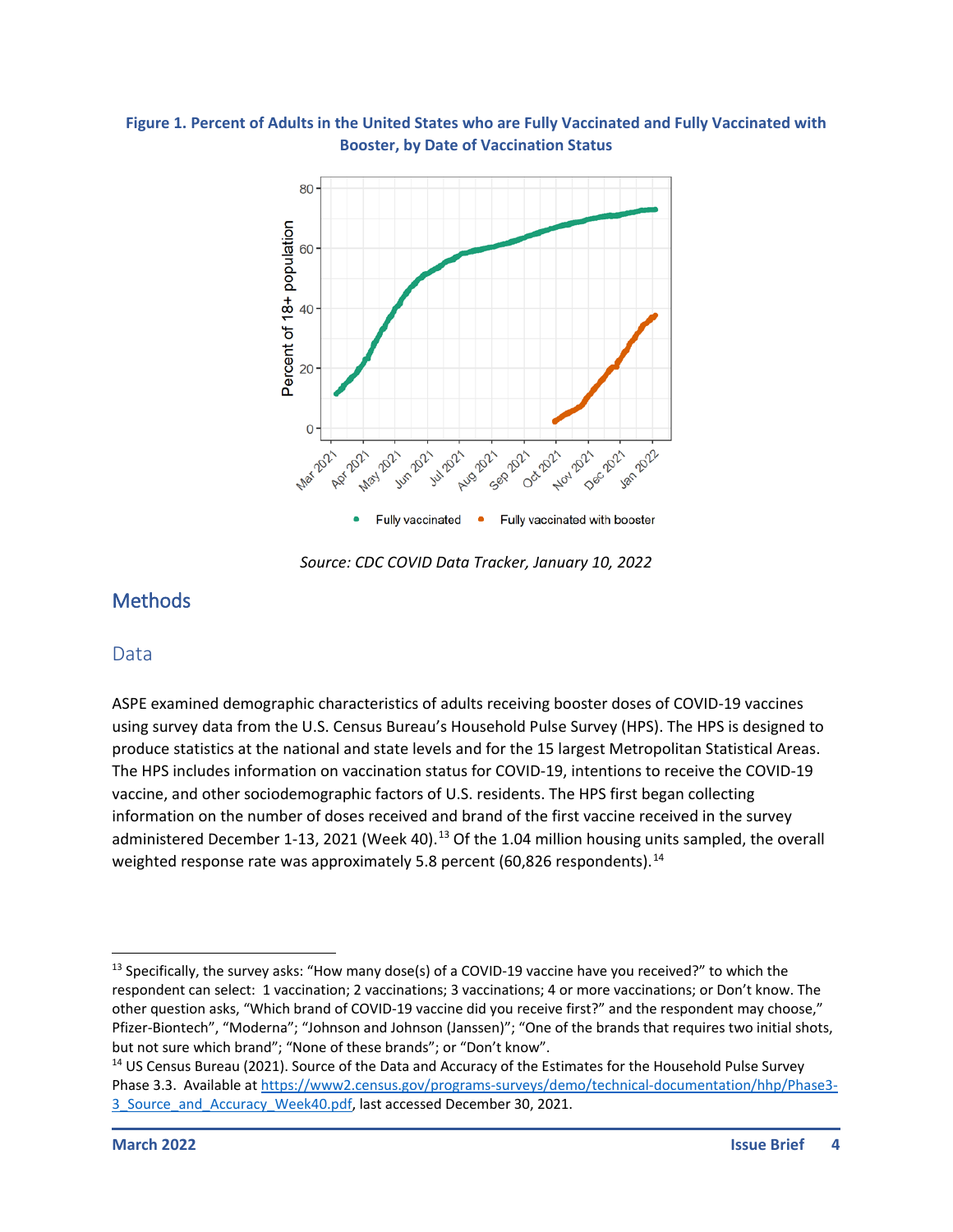**Figure 1. Percent of Adults in the United States who are Fully Vaccinated and Fully Vaccinated with Booster, by Date of Vaccination Status**

*Source: CDC COVID Data Tracker, January 10, 2022*

## Methods

### Data

ASPE examined demographic characteristics of adults receiving booster doses of COVID-19 vaccines using survey data from the U.S. Census Bureau's Household Pulse Survey (HPS). The HPS is designed to produce statistics at the national and state levels and for the 15 largest Metropolitan Statistical Areas. The HPS includes information on vaccination status for COVID-19, intentions to receive the COVID-19 vaccine, and other sociodemographic factors of U.S. residents. The HPS first began collecting information on the number of doses received and brand of the first vaccine received in the survey administered December 1-13, 2021 (Week 40).[13] Of the 1.04 million housing units sampled, the overall weighted response rate was approximately 5.8 percent (60,826 respondents).[14]

---

[13] Specifically, the survey asks: "How many dose(s) of a COVID-19 vaccine have you received?" to which the respondent can select: 1 vaccination; 2 vaccinations; 3 vaccinations; 4 or more vaccinations; or Don't know. The other question asks, "Which brand of COVID-19 vaccine did you receive first?" and the respondent may choose," Pfizer-Biontech", "Moderna"; "Johnson and Johnson (Janssen)"; "One of the brands that requires two initial shots, but not sure which brand"; "None of these brands"; or "Don't know".

[14] US Census Bureau (2021). Source of the Data and Accuracy of the Estimates for the Household Pulse Survey Phase 3.3. Available at https://www2.census.gov/programs-surveys/demo/technical-documentation/hhp/Phase3-3_Source_and_Accuracy_Week40.pdf, last accessed December 30, 2021.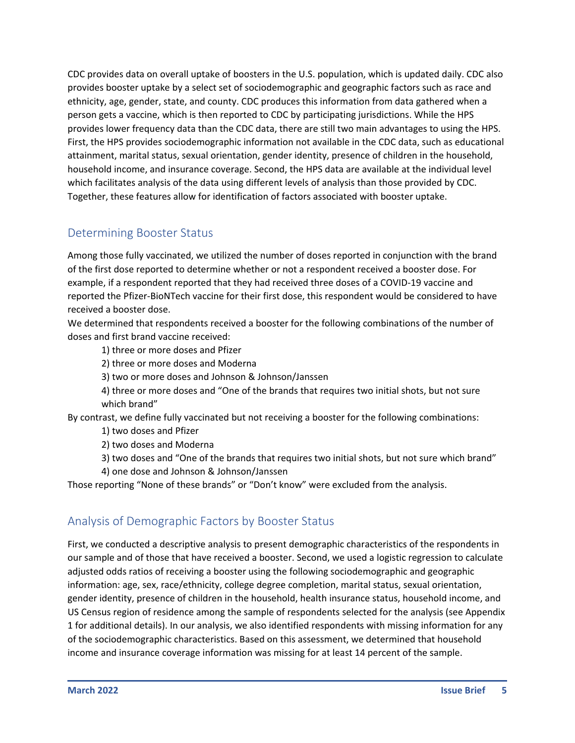CDC provides data on overall uptake of boosters in the U.S. population, which is updated daily. CDC also provides booster uptake by a select set of sociodemographic and geographic factors such as race and ethnicity, age, gender, state, and county. CDC produces this information from data gathered when a person gets a vaccine, which is then reported to CDC by participating jurisdictions. While the HPS provides lower frequency data than the CDC data, there are still two main advantages to using the HPS. First, the HPS provides sociodemographic information not available in the CDC data, such as educational attainment, marital status, sexual orientation, gender identity, presence of children in the household, household income, and insurance coverage. Second, the HPS data are available at the individual level which facilitates analysis of the data using different levels of analysis than those provided by CDC. Together, these features allow for identification of factors associated with booster uptake.

## Determining Booster Status

Among those fully vaccinated, we utilized the number of doses reported in conjunction with the brand of the first dose reported to determine whether or not a respondent received a booster dose. For example, if a respondent reported that they had received three doses of a COVID-19 vaccine and reported the Pfizer-BioNTech vaccine for their first dose, this respondent would be considered to have received a booster dose.

We determined that respondents received a booster for the following combinations of the number of doses and first brand vaccine received:

1) three or more doses and Pfizer
2) three or more doses and Moderna
3) two or more doses and Johnson & Johnson/Janssen
4) three or more doses and "One of the brands that requires two initial shots, but not sure which brand"

By contrast, we define fully vaccinated but not receiving a booster for the following combinations:

1) two doses and Pfizer
2) two doses and Moderna
3) two doses and "One of the brands that requires two initial shots, but not sure which brand"
4) one dose and Johnson & Johnson/Janssen

Those reporting "None of these brands" or "Don't know" were excluded from the analysis.

## Analysis of Demographic Factors by Booster Status

First, we conducted a descriptive analysis to present demographic characteristics of the respondents in our sample and of those that have received a booster. Second, we used a logistic regression to calculate adjusted odds ratios of receiving a booster using the following sociodemographic and geographic information: age, sex, race/ethnicity, college degree completion, marital status, sexual orientation, gender identity, presence of children in the household, health insurance status, household income, and US Census region of residence among the sample of respondents selected for the analysis (see Appendix 1 for additional details). In our analysis, we also identified respondents with missing information for any of the sociodemographic characteristics. Based on this assessment, we determined that household income and insurance coverage information was missing for at least 14 percent of the sample.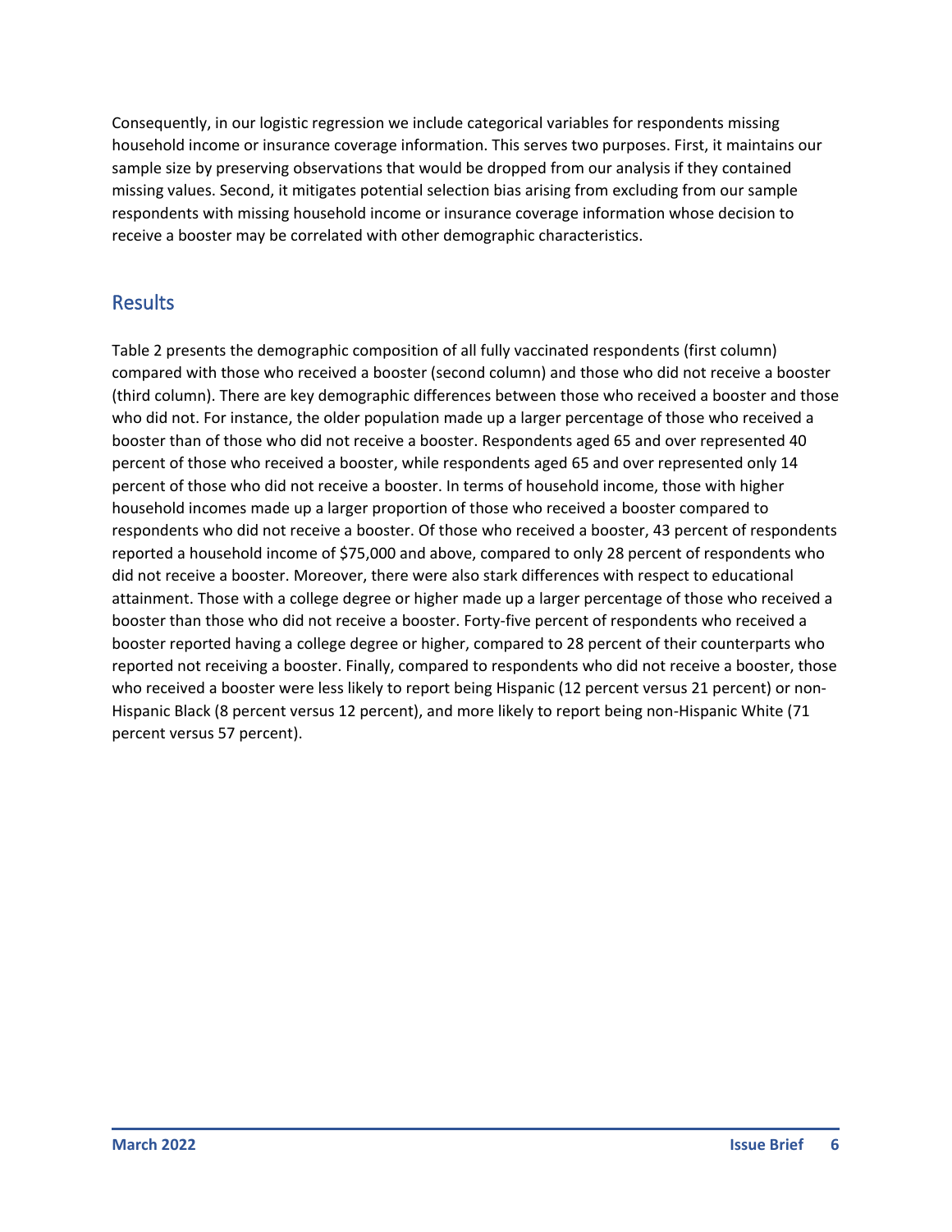Consequently, in our logistic regression we include categorical variables for respondents missing household income or insurance coverage information. This serves two purposes. First, it maintains our sample size by preserving observations that would be dropped from our analysis if they contained missing values. Second, it mitigates potential selection bias arising from excluding from our sample respondents with missing household income or insurance coverage information whose decision to receive a booster may be correlated with other demographic characteristics.

## Results

Table 2 presents the demographic composition of all fully vaccinated respondents (first column) compared with those who received a booster (second column) and those who did not receive a booster (third column). There are key demographic differences between those who received a booster and those who did not. For instance, the older population made up a larger percentage of those who received a booster than of those who did not receive a booster. Respondents aged 65 and over represented 40 percent of those who received a booster, while respondents aged 65 and over represented only 14 percent of those who did not receive a booster. In terms of household income, those with higher household incomes made up a larger proportion of those who received a booster compared to respondents who did not receive a booster. Of those who received a booster, 43 percent of respondents reported a household income of $75,000 and above, compared to only 28 percent of respondents who did not receive a booster. Moreover, there were also stark differences with respect to educational attainment. Those with a college degree or higher made up a larger percentage of those who received a booster than those who did not receive a booster. Forty-five percent of respondents who received a booster reported having a college degree or higher, compared to 28 percent of their counterparts who reported not receiving a booster. Finally, compared to respondents who did not receive a booster, those who received a booster were less likely to report being Hispanic (12 percent versus 21 percent) or non-Hispanic Black (8 percent versus 12 percent), and more likely to report being non-Hispanic White (71 percent versus 57 percent).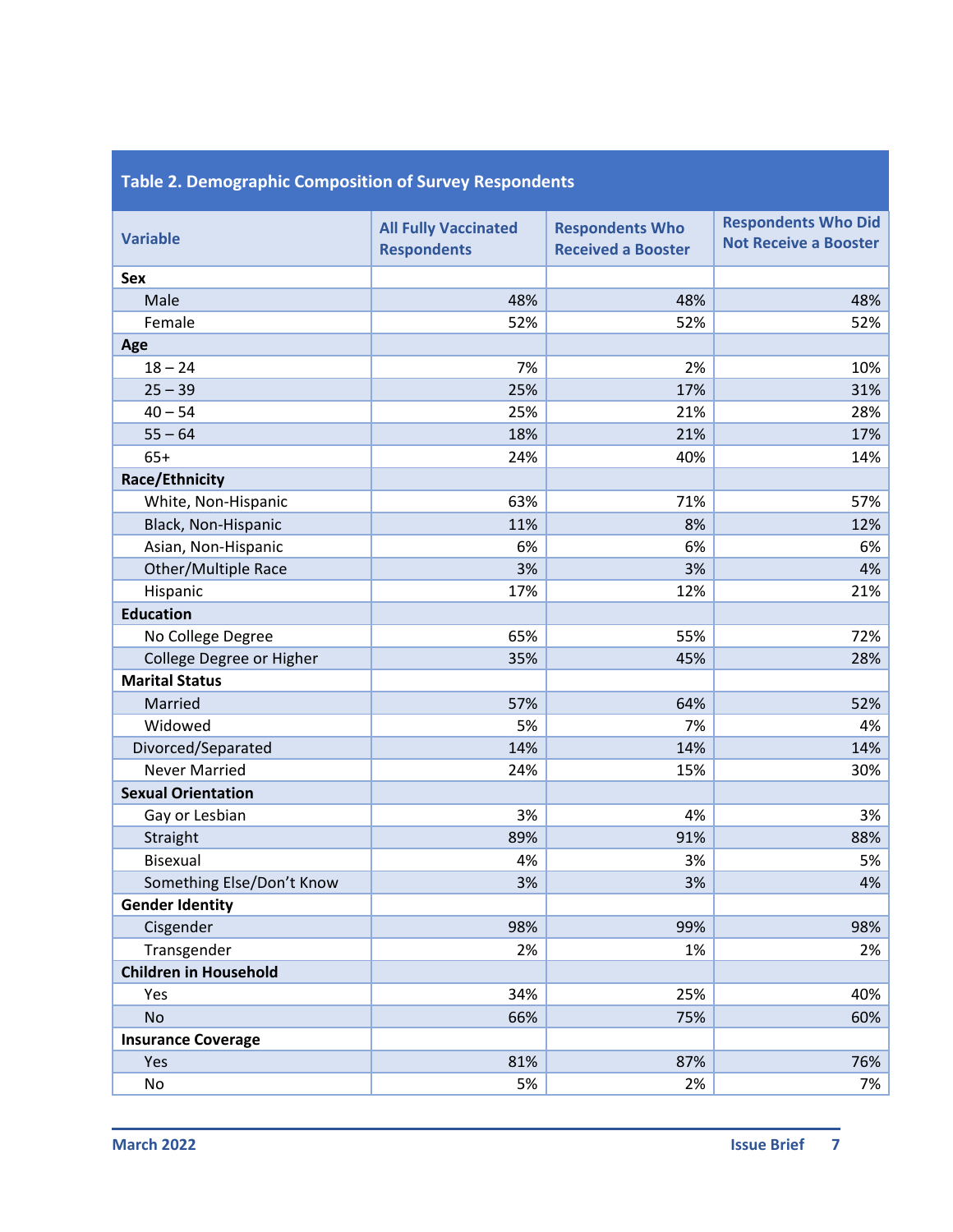**Table 2. Demographic Composition of Survey Respondents**

| Variable | All Fully Vaccinated Respondents | Respondents Who Received a Booster | Respondents Who Did Not Receive a Booster |
|---|---|---|---|
| **Sex** | | | |
| Male | 48% | 48% | 48% |
| Female | 52% | 52% | 52% |
| **Age** | | | |
| 18 – 24 | 7% | 2% | 10% |
| 25 – 39 | 25% | 17% | 31% |
| 40 – 54 | 25% | 21% | 28% |
| 55 – 64 | 18% | 21% | 17% |
| 65+ | 24% | 40% | 14% |
| **Race/Ethnicity** | | | |
| White, Non-Hispanic | 63% | 71% | 57% |
| Black, Non-Hispanic | 11% | 8% | 12% |
| Asian, Non-Hispanic | 6% | 6% | 6% |
| Other/Multiple Race | 3% | 3% | 4% |
| Hispanic | 17% | 12% | 21% |
| **Education** | | | |
| No College Degree | 65% | 55% | 72% |
| College Degree or Higher | 35% | 45% | 28% |
| **Marital Status** | | | |
| Married | 57% | 64% | 52% |
| Widowed | 5% | 7% | 4% |
| Divorced/Separated | 14% | 14% | 14% |
| Never Married | 24% | 15% | 30% |
| **Sexual Orientation** | | | |
| Gay or Lesbian | 3% | 4% | 3% |
| Straight | 89% | 91% | 88% |
| Bisexual | 4% | 3% | 5% |
| Something Else/Don't Know | 3% | 3% | 4% |
| **Gender Identity** | | | |
| Cisgender | 98% | 99% | 98% |
| Transgender | 2% | 1% | 2% |
| **Children in Household** | | | |
| Yes | 34% | 25% | 40% |
| No | 66% | 75% | 60% |
| **Insurance Coverage** | | | |
| Yes | 81% | 87% | 76% |
| No | 5% | 2% | 7% |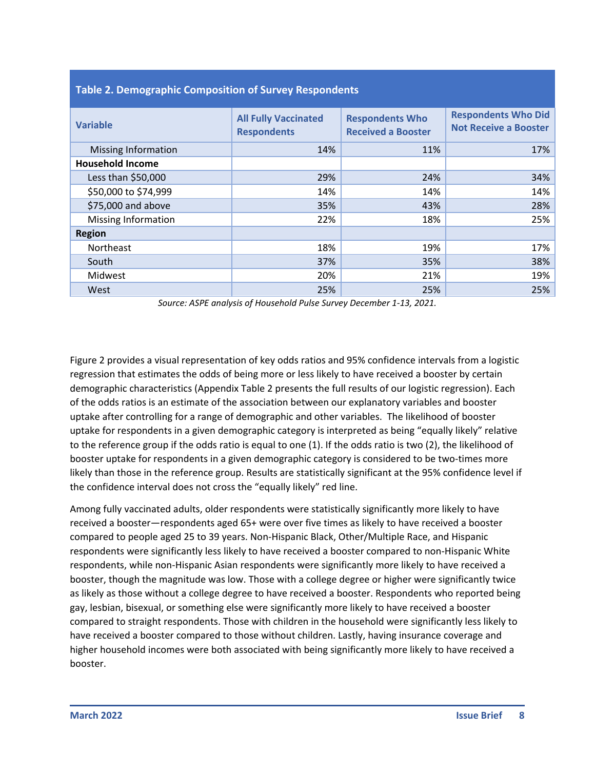**Table 2. Demographic Composition of Survey Respondents**

| Variable | All Fully Vaccinated Respondents | Respondents Who Received a Booster | Respondents Who Did Not Receive a Booster |
|---|---|---|---|
| Missing Information | 14% | 11% | 17% |
| **Household Income** | | | |
| Less than $50,000 | 29% | 24% | 34% |
| $50,000 to $74,999 | 14% | 14% | 14% |
| $75,000 and above | 35% | 43% | 28% |
| Missing Information | 22% | 18% | 25% |
| **Region** | | | |
| Northeast | 18% | 19% | 17% |
| South | 37% | 35% | 38% |
| Midwest | 20% | 21% | 19% |
| West | 25% | 25% | 25% |

*Source: ASPE analysis of Household Pulse Survey December 1-13, 2021.*

Figure 2 provides a visual representation of key odds ratios and 95% confidence intervals from a logistic regression that estimates the odds of being more or less likely to have received a booster by certain demographic characteristics (Appendix Table 2 presents the full results of our logistic regression). Each of the odds ratios is an estimate of the association between our explanatory variables and booster uptake after controlling for a range of demographic and other variables. The likelihood of booster uptake for respondents in a given demographic category is interpreted as being "equally likely" relative to the reference group if the odds ratio is equal to one (1). If the odds ratio is two (2), the likelihood of booster uptake for respondents in a given demographic category is considered to be two-times more likely than those in the reference group. Results are statistically significant at the 95% confidence level if the confidence interval does not cross the "equally likely" red line.

Among fully vaccinated adults, older respondents were statistically significantly more likely to have received a booster—respondents aged 65+ were over five times as likely to have received a booster compared to people aged 25 to 39 years. Non-Hispanic Black, Other/Multiple Race, and Hispanic respondents were significantly less likely to have received a booster compared to non-Hispanic White respondents, while non-Hispanic Asian respondents were significantly more likely to have received a booster, though the magnitude was low. Those with a college degree or higher were significantly twice as likely as those without a college degree to have received a booster. Respondents who reported being gay, lesbian, bisexual, or something else were significantly more likely to have received a booster compared to straight respondents. Those with children in the household were significantly less likely to have received a booster compared to those without children. Lastly, having insurance coverage and higher household incomes were both associated with being significantly more likely to have received a booster.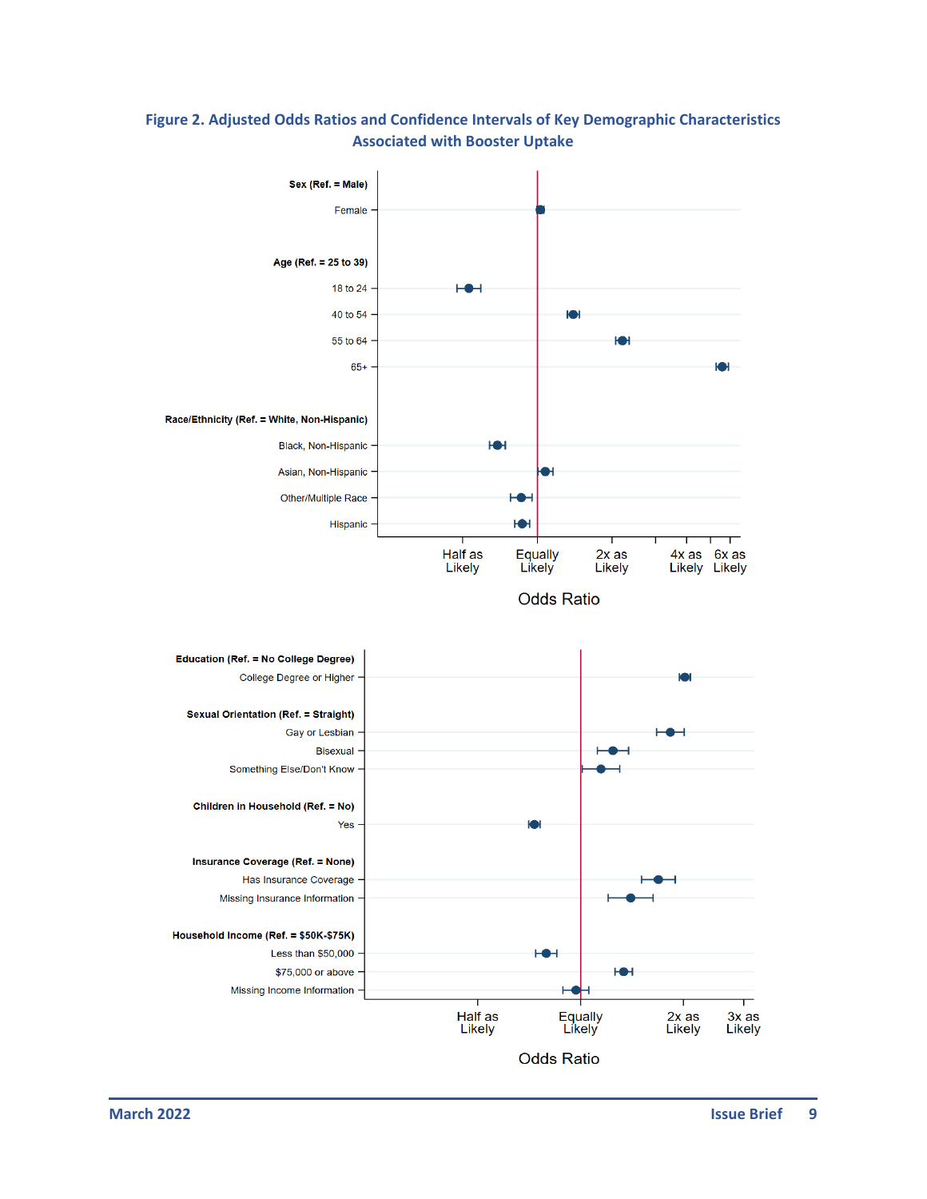**Figure 2. Adjusted Odds Ratios and Confidence Intervals of Key Demographic Characteristics Associated with Booster Uptake**

**Sex (Ref. = Male)**

Female

**Age (Ref. = 25 to 39)**

18 to 24

40 to 54

55 to 64

65+

**Race/Ethnicity (Ref. = White, Non-Hispanic)**

Black, Non-Hispanic

Asian, Non-Hispanic

Other/Multiple Race

Hispanic

Half as Likely | Equally Likely | 2x as Likely | 4x as Likely | 6x as Likely

Odds Ratio

**Education (Ref. = No College Degree)**

College Degree or Higher

**Sexual Orientation (Ref. = Straight)**

Gay or Lesbian

Bisexual

Something Else/Don't Know

**Children in Household (Ref. = No)**

Yes

**Insurance Coverage (Ref. = None)**

Has Insurance Coverage

Missing Insurance Information

**Household Income (Ref. = $50K-$75K)**

Less than $50,000

$75,000 or above

Missing Income Information

Half as Likely | Equally Likely | 2x as Likely | 3x as Likely

Odds Ratio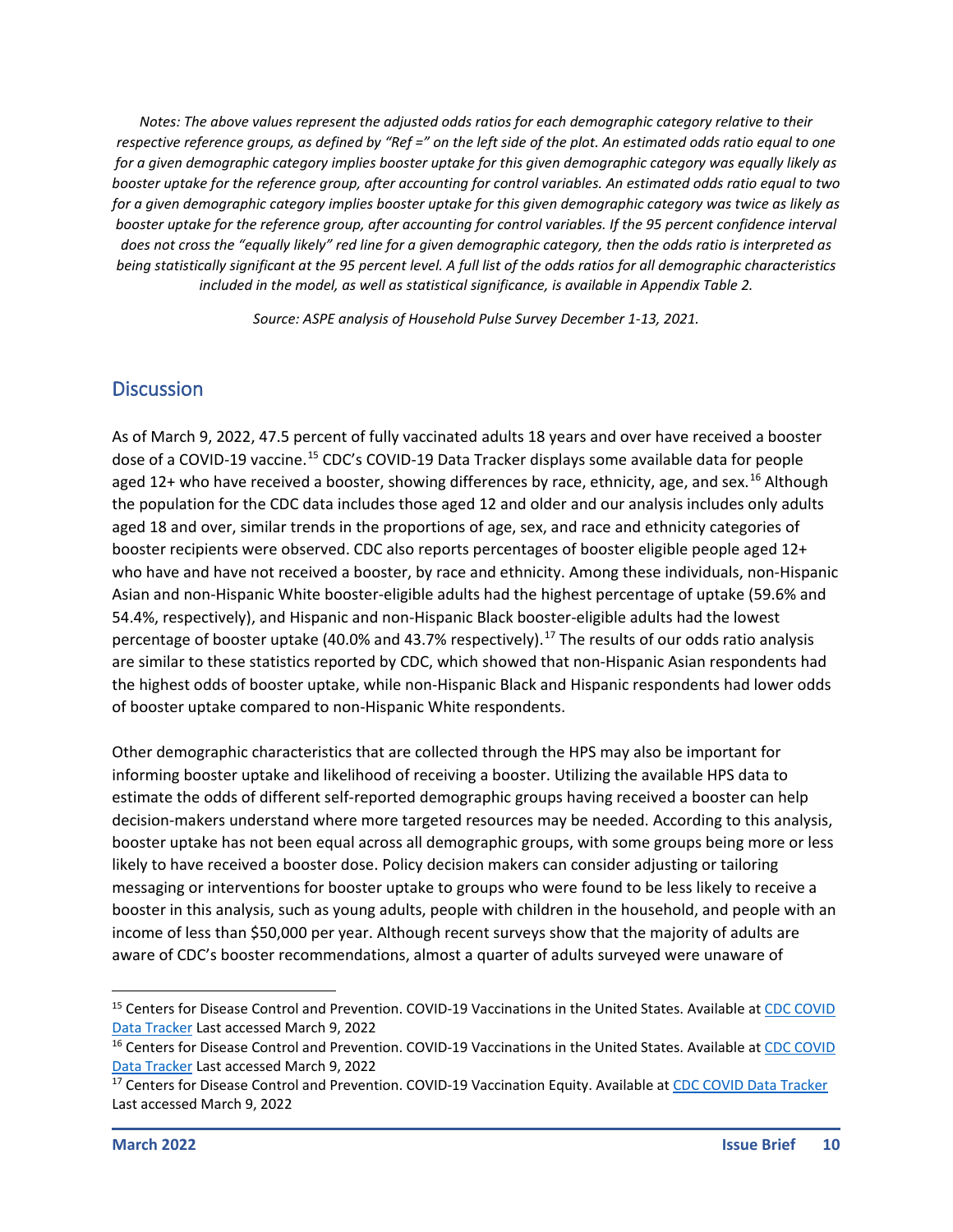*Notes: The above values represent the adjusted odds ratios for each demographic category relative to their respective reference groups, as defined by "Ref =" on the left side of the plot. An estimated odds ratio equal to one for a given demographic category implies booster uptake for this given demographic category was equally likely as booster uptake for the reference group, after accounting for control variables. An estimated odds ratio equal to two for a given demographic category implies booster uptake for this given demographic category was twice as likely as booster uptake for the reference group, after accounting for control variables. If the 95 percent confidence interval does not cross the "equally likely" red line for a given demographic category, then the odds ratio is interpreted as being statistically significant at the 95 percent level. A full list of the odds ratios for all demographic characteristics included in the model, as well as statistical significance, is available in Appendix Table 2.*

*Source: ASPE analysis of Household Pulse Survey December 1-13, 2021.*

## Discussion

As of March 9, 2022, 47.5 percent of fully vaccinated adults 18 years and over have received a booster dose of a COVID-19 vaccine.[15] CDC's COVID-19 Data Tracker displays some available data for people aged 12+ who have received a booster, showing differences by race, ethnicity, age, and sex.[16] Although the population for the CDC data includes those aged 12 and older and our analysis includes only adults aged 18 and over, similar trends in the proportions of age, sex, and race and ethnicity categories of booster recipients were observed. CDC also reports percentages of booster eligible people aged 12+ who have and have not received a booster, by race and ethnicity. Among these individuals, non-Hispanic Asian and non-Hispanic White booster-eligible adults had the highest percentage of uptake (59.6% and 54.4%, respectively), and Hispanic and non-Hispanic Black booster-eligible adults had the lowest percentage of booster uptake (40.0% and 43.7% respectively).[17] The results of our odds ratio analysis are similar to these statistics reported by CDC, which showed that non-Hispanic Asian respondents had the highest odds of booster uptake, while non-Hispanic Black and Hispanic respondents had lower odds of booster uptake compared to non-Hispanic White respondents.

Other demographic characteristics that are collected through the HPS may also be important for informing booster uptake and likelihood of receiving a booster. Utilizing the available HPS data to estimate the odds of different self-reported demographic groups having received a booster can help decision-makers understand where more targeted resources may be needed. According to this analysis, booster uptake has not been equal across all demographic groups, with some groups being more or less likely to have received a booster dose. Policy decision makers can consider adjusting or tailoring messaging or interventions for booster uptake to groups who were found to be less likely to receive a booster in this analysis, such as young adults, people with children in the household, and people with an income of less than $50,000 per year. Although recent surveys show that the majority of adults are aware of CDC's booster recommendations, almost a quarter of adults surveyed were unaware of

---

[15] Centers for Disease Control and Prevention. COVID-19 Vaccinations in the United States. Available at CDC COVID Data Tracker Last accessed March 9, 2022

[16] Centers for Disease Control and Prevention. COVID-19 Vaccinations in the United States. Available at CDC COVID Data Tracker Last accessed March 9, 2022

[17] Centers for Disease Control and Prevention. COVID-19 Vaccination Equity. Available at CDC COVID Data Tracker Last accessed March 9, 2022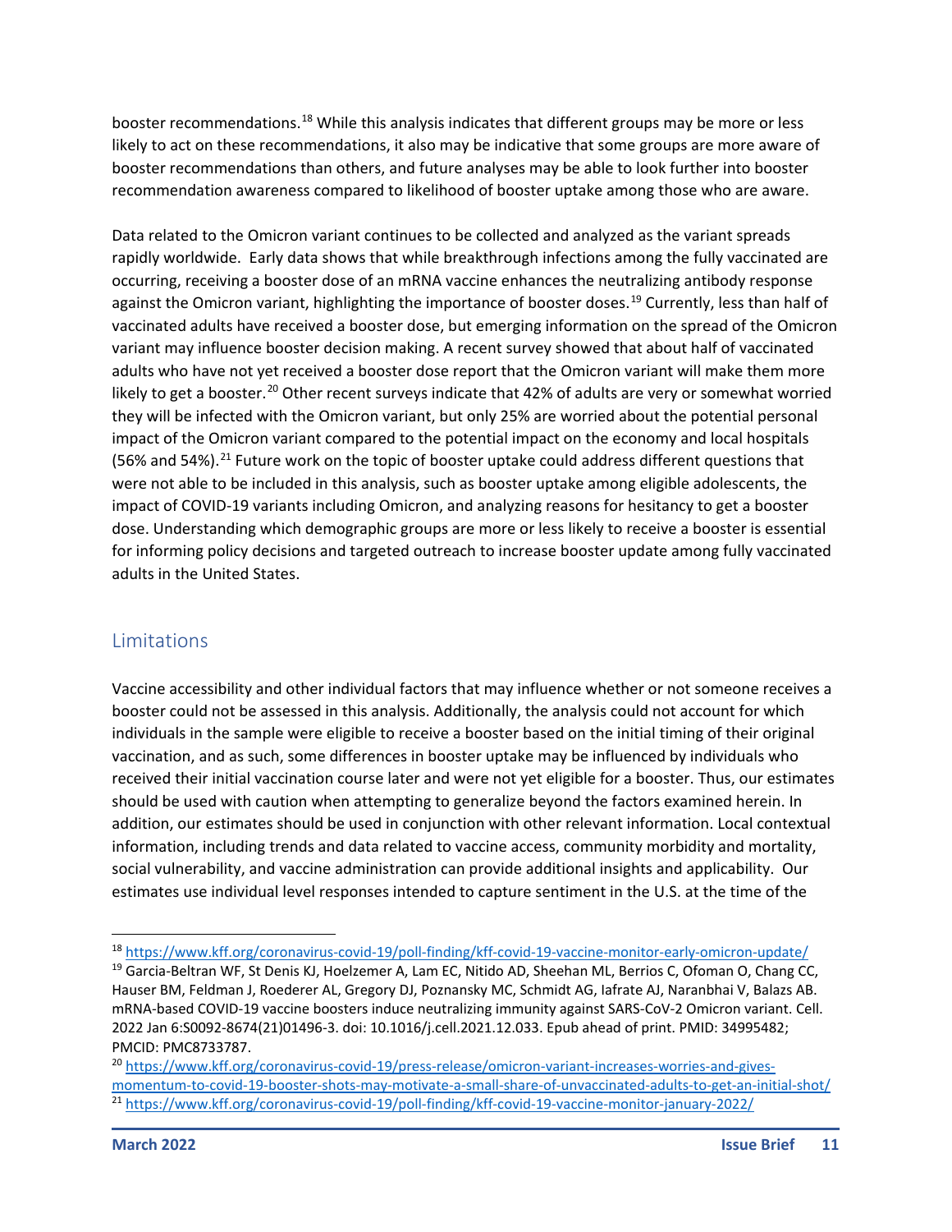booster recommendations.[18] While this analysis indicates that different groups may be more or less likely to act on these recommendations, it also may be indicative that some groups are more aware of booster recommendations than others, and future analyses may be able to look further into booster recommendation awareness compared to likelihood of booster uptake among those who are aware.

Data related to the Omicron variant continues to be collected and analyzed as the variant spreads rapidly worldwide. Early data shows that while breakthrough infections among the fully vaccinated are occurring, receiving a booster dose of an mRNA vaccine enhances the neutralizing antibody response against the Omicron variant, highlighting the importance of booster doses.[19] Currently, less than half of vaccinated adults have received a booster dose, but emerging information on the spread of the Omicron variant may influence booster decision making. A recent survey showed that about half of vaccinated adults who have not yet received a booster dose report that the Omicron variant will make them more likely to get a booster.[20] Other recent surveys indicate that 42% of adults are very or somewhat worried they will be infected with the Omicron variant, but only 25% are worried about the potential personal impact of the Omicron variant compared to the potential impact on the economy and local hospitals (56% and 54%).[21] Future work on the topic of booster uptake could address different questions that were not able to be included in this analysis, such as booster uptake among eligible adolescents, the impact of COVID-19 variants including Omicron, and analyzing reasons for hesitancy to get a booster dose. Understanding which demographic groups are more or less likely to receive a booster is essential for informing policy decisions and targeted outreach to increase booster update among fully vaccinated adults in the United States.

## Limitations

Vaccine accessibility and other individual factors that may influence whether or not someone receives a booster could not be assessed in this analysis. Additionally, the analysis could not account for which individuals in the sample were eligible to receive a booster based on the initial timing of their original vaccination, and as such, some differences in booster uptake may be influenced by individuals who received their initial vaccination course later and were not yet eligible for a booster. Thus, our estimates should be used with caution when attempting to generalize beyond the factors examined herein. In addition, our estimates should be used in conjunction with other relevant information. Local contextual information, including trends and data related to vaccine access, community morbidity and mortality, social vulnerability, and vaccine administration can provide additional insights and applicability. Our estimates use individual level responses intended to capture sentiment in the U.S. at the time of the

---

[18] https://www.kff.org/coronavirus-covid-19/poll-finding/kff-covid-19-vaccine-monitor-early-omicron-update/

[19] Garcia-Beltran WF, St Denis KJ, Hoelzemer A, Lam EC, Nitido AD, Sheehan ML, Berrios C, Ofoman O, Chang CC, Hauser BM, Feldman J, Roederer AL, Gregory DJ, Poznansky MC, Schmidt AG, Iafrate AJ, Naranbhai V, Balazs AB. mRNA-based COVID-19 vaccine boosters induce neutralizing immunity against SARS-CoV-2 Omicron variant. Cell. 2022 Jan 6:S0092-8674(21)01496-3. doi: 10.1016/j.cell.2021.12.033. Epub ahead of print. PMID: 34995482; PMCID: PMC8733787.

[20] https://www.kff.org/coronavirus-covid-19/press-release/omicron-variant-increases-worries-and-gives-momentum-to-covid-19-booster-shots-may-motivate-a-small-share-of-unvaccinated-adults-to-get-an-initial-shot/

[21] https://www.kff.org/coronavirus-covid-19/poll-finding/kff-covid-19-vaccine-monitor-january-2022/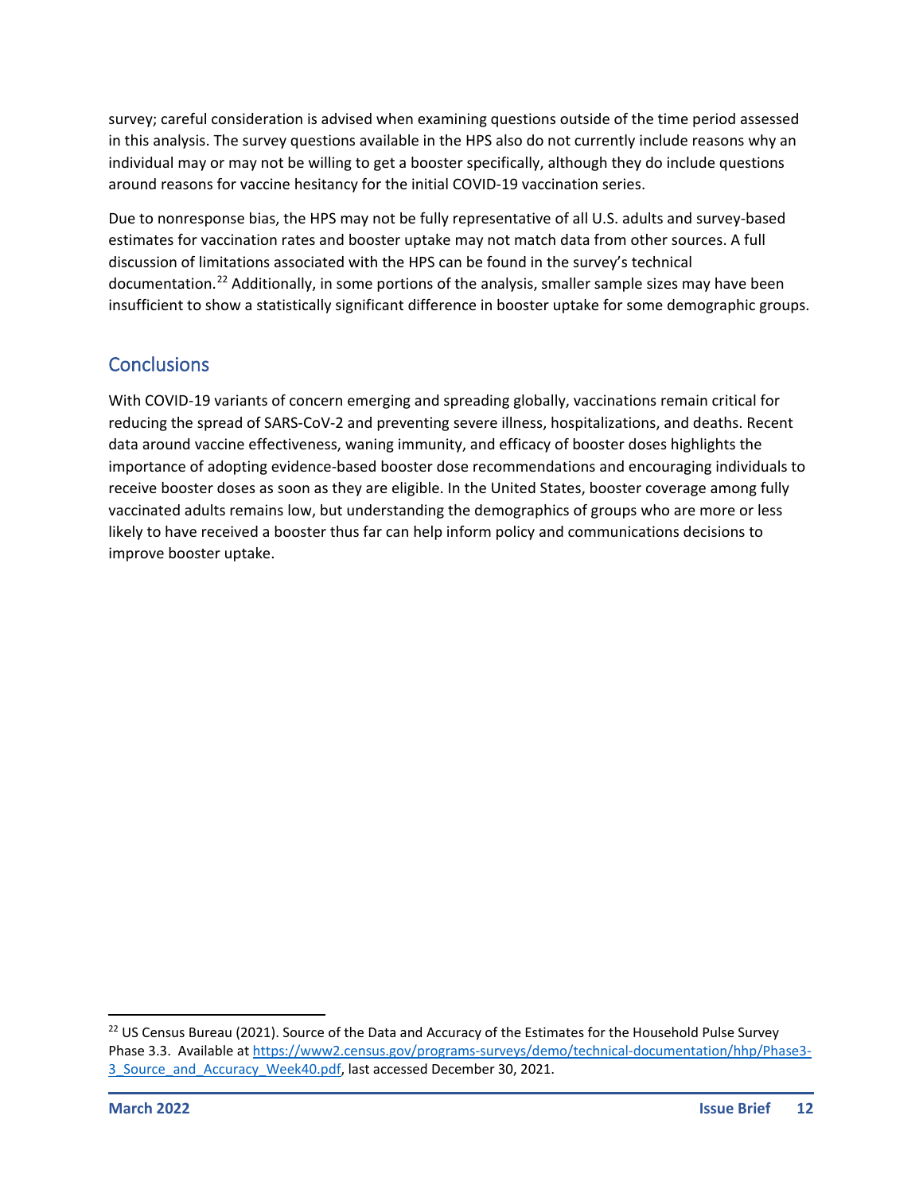survey; careful consideration is advised when examining questions outside of the time period assessed in this analysis. The survey questions available in the HPS also do not currently include reasons why an individual may or may not be willing to get a booster specifically, although they do include questions around reasons for vaccine hesitancy for the initial COVID-19 vaccination series.

Due to nonresponse bias, the HPS may not be fully representative of all U.S. adults and survey-based estimates for vaccination rates and booster uptake may not match data from other sources. A full discussion of limitations associated with the HPS can be found in the survey's technical documentation.[22] Additionally, in some portions of the analysis, smaller sample sizes may have been insufficient to show a statistically significant difference in booster uptake for some demographic groups.

## Conclusions

With COVID-19 variants of concern emerging and spreading globally, vaccinations remain critical for reducing the spread of SARS-CoV-2 and preventing severe illness, hospitalizations, and deaths. Recent data around vaccine effectiveness, waning immunity, and efficacy of booster doses highlights the importance of adopting evidence-based booster dose recommendations and encouraging individuals to receive booster doses as soon as they are eligible. In the United States, booster coverage among fully vaccinated adults remains low, but understanding the demographics of groups who are more or less likely to have received a booster thus far can help inform policy and communications decisions to improve booster uptake.

---

[22] US Census Bureau (2021). Source of the Data and Accuracy of the Estimates for the Household Pulse Survey Phase 3.3. Available at https://www2.census.gov/programs-surveys/demo/technical-documentation/hhp/Phase3-3_Source_and_Accuracy_Week40.pdf, last accessed December 30, 2021.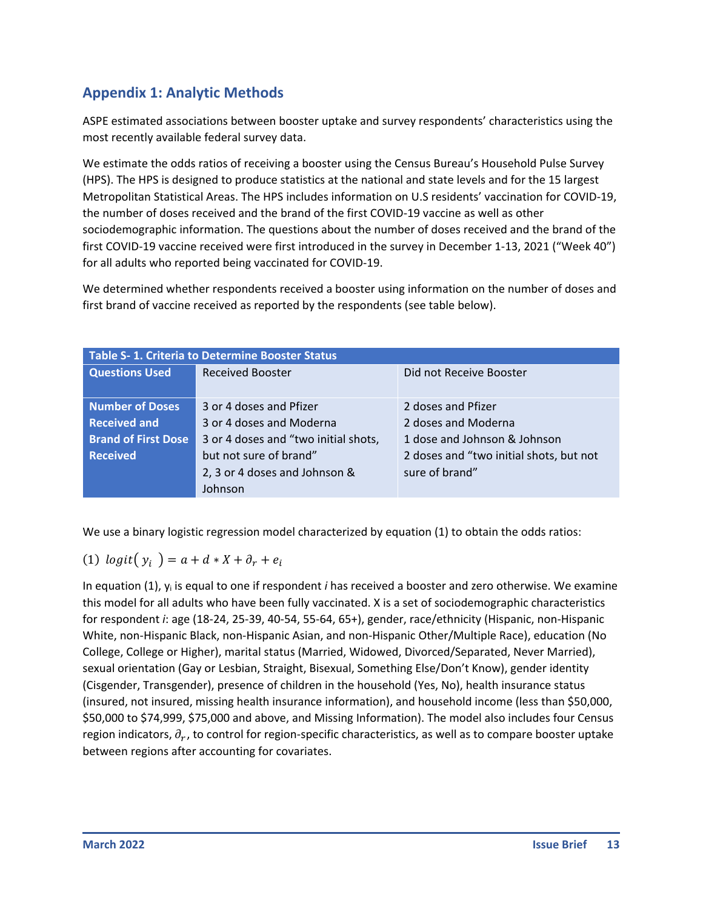## Appendix 1: Analytic Methods

ASPE estimated associations between booster uptake and survey respondents' characteristics using the most recently available federal survey data.

We estimate the odds ratios of receiving a booster using the Census Bureau's Household Pulse Survey (HPS). The HPS is designed to produce statistics at the national and state levels and for the 15 largest Metropolitan Statistical Areas. The HPS includes information on U.S residents' vaccination for COVID-19, the number of doses received and the brand of the first COVID-19 vaccine as well as other sociodemographic information. The questions about the number of doses received and the brand of the first COVID-19 vaccine received were first introduced in the survey in December 1-13, 2021 ("Week 40") for all adults who reported being vaccinated for COVID-19.

We determined whether respondents received a booster using information on the number of doses and first brand of vaccine received as reported by the respondents (see table below).

**Table S- 1. Criteria to Determine Booster Status**

| Questions Used | Received Booster | Did not Receive Booster |
|---|---|---|
| Number of Doses Received and Brand of First Dose Received | 3 or 4 doses and Pfizer<br>3 or 4 doses and Moderna<br>3 or 4 doses and "two initial shots, but not sure of brand"<br>2, 3 or 4 doses and Johnson & Johnson | 2 doses and Pfizer<br>2 doses and Moderna<br>1 dose and Johnson & Johnson<br>2 doses and "two initial shots, but not sure of brand" |

We use a binary logistic regression model characterized by equation (1) to obtain the odds ratios:

$$(1)\ logit(\ y_i\ ) = a + d * X + \partial_r + e_i$$

In equation (1), $y_i$ is equal to one if respondent *i* has received a booster and zero otherwise. We examine this model for all adults who have been fully vaccinated. X is a set of sociodemographic characteristics for respondent *i*: age (18-24, 25-39, 40-54, 55-64, 65+), gender, race/ethnicity (Hispanic, non-Hispanic White, non-Hispanic Black, non-Hispanic Asian, and non-Hispanic Other/Multiple Race), education (No College, College or Higher), marital status (Married, Widowed, Divorced/Separated, Never Married), sexual orientation (Gay or Lesbian, Straight, Bisexual, Something Else/Don't Know), gender identity (Cisgender, Transgender), presence of children in the household (Yes, No), health insurance status (insured, not insured, missing health insurance information), and household income (less than $50,000, $50,000 to $74,999, $75,000 and above, and Missing Information). The model also includes four Census region indicators, $\partial_r$, to control for region-specific characteristics, as well as to compare booster uptake between regions after accounting for covariates.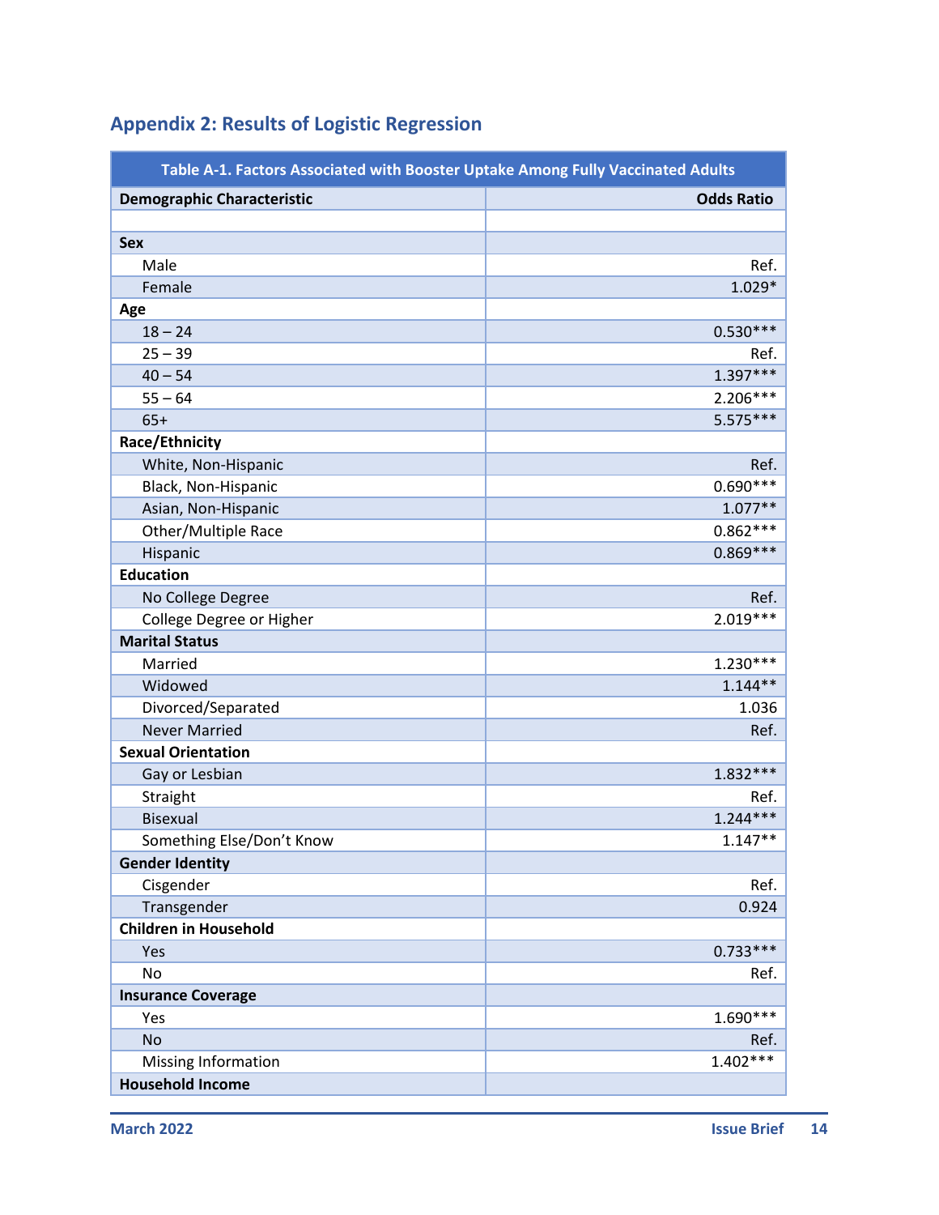## Appendix 2: Results of Logistic Regression

| Table A-1. Factors Associated with Booster Uptake Among Fully Vaccinated Adults | |
|---|---|
| **Demographic Characteristic** | **Odds Ratio** |
| | |
| **Sex** | |
| Male | Ref. |
| Female | 1.029* |
| **Age** | |
| 18 – 24 | 0.530*** |
| 25 – 39 | Ref. |
| 40 – 54 | 1.397*** |
| 55 – 64 | 2.206*** |
| 65+ | 5.575*** |
| **Race/Ethnicity** | |
| White, Non-Hispanic | Ref. |
| Black, Non-Hispanic | 0.690*** |
| Asian, Non-Hispanic | 1.077** |
| Other/Multiple Race | 0.862*** |
| Hispanic | 0.869*** |
| **Education** | |
| No College Degree | Ref. |
| College Degree or Higher | 2.019*** |
| **Marital Status** | |
| Married | 1.230*** |
| Widowed | 1.144** |
| Divorced/Separated | 1.036 |
| Never Married | Ref. |
| **Sexual Orientation** | |
| Gay or Lesbian | 1.832*** |
| Straight | Ref. |
| Bisexual | 1.244*** |
| Something Else/Don't Know | 1.147** |
| **Gender Identity** | |
| Cisgender | Ref. |
| Transgender | 0.924 |
| **Children in Household** | |
| Yes | 0.733*** |
| No | Ref. |
| **Insurance Coverage** | |
| Yes | 1.690*** |
| No | Ref. |
| Missing Information | 1.402*** |
| **Household Income** | |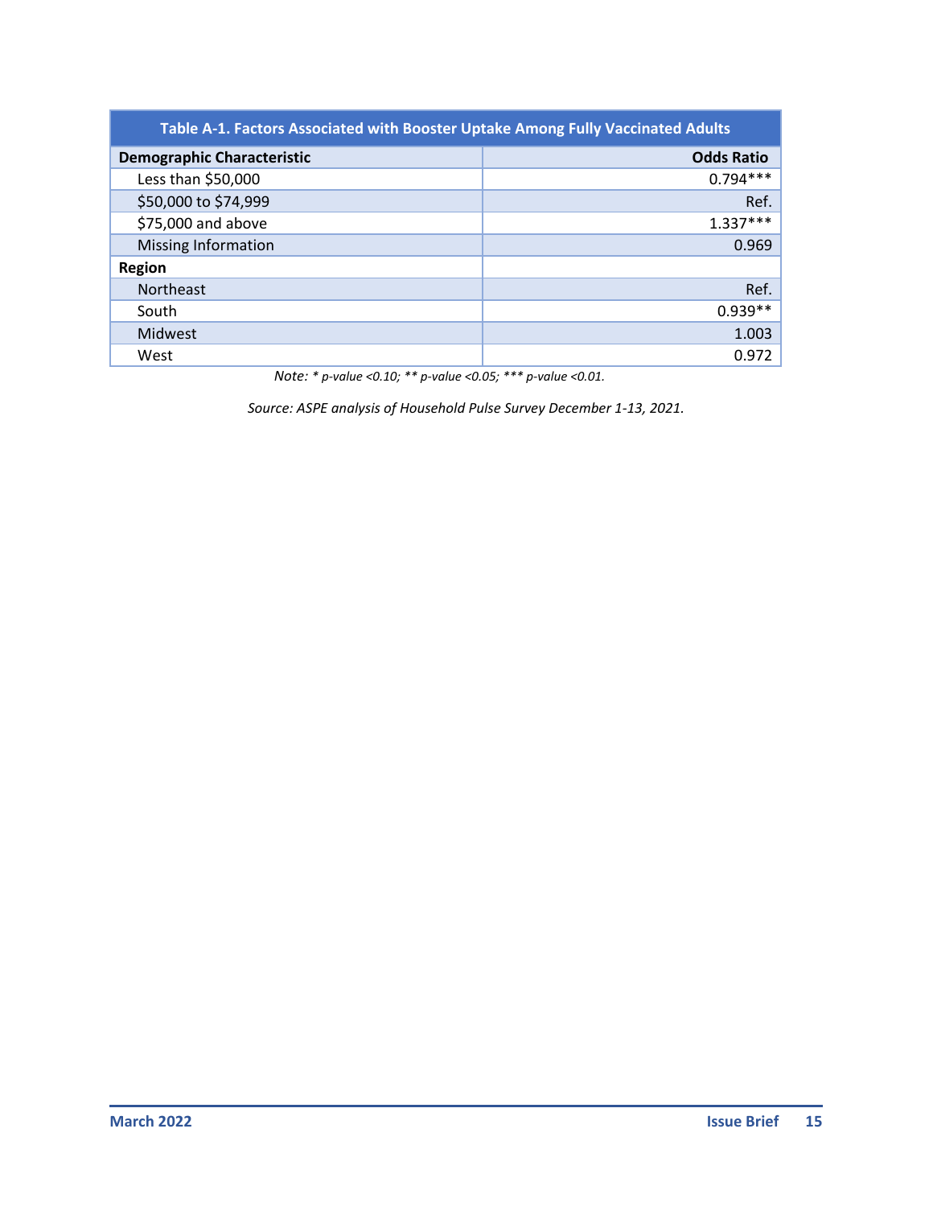| Table A-1. Factors Associated with Booster Uptake Among Fully Vaccinated Adults | |
|---|---|
| **Demographic Characteristic** | **Odds Ratio** |
| Less than $50,000 | 0.794*** |
| $50,000 to $74,999 | Ref. |
| $75,000 and above | 1.337*** |
| Missing Information | 0.969 |
| **Region** | |
| Northeast | Ref. |
| South | 0.939** |
| Midwest | 1.003 |
| West | 0.972 |

*Note: * p-value <0.10; ** p-value <0.05; *** p-value <0.01.*

*Source: ASPE analysis of Household Pulse Survey December 1-13, 2021.*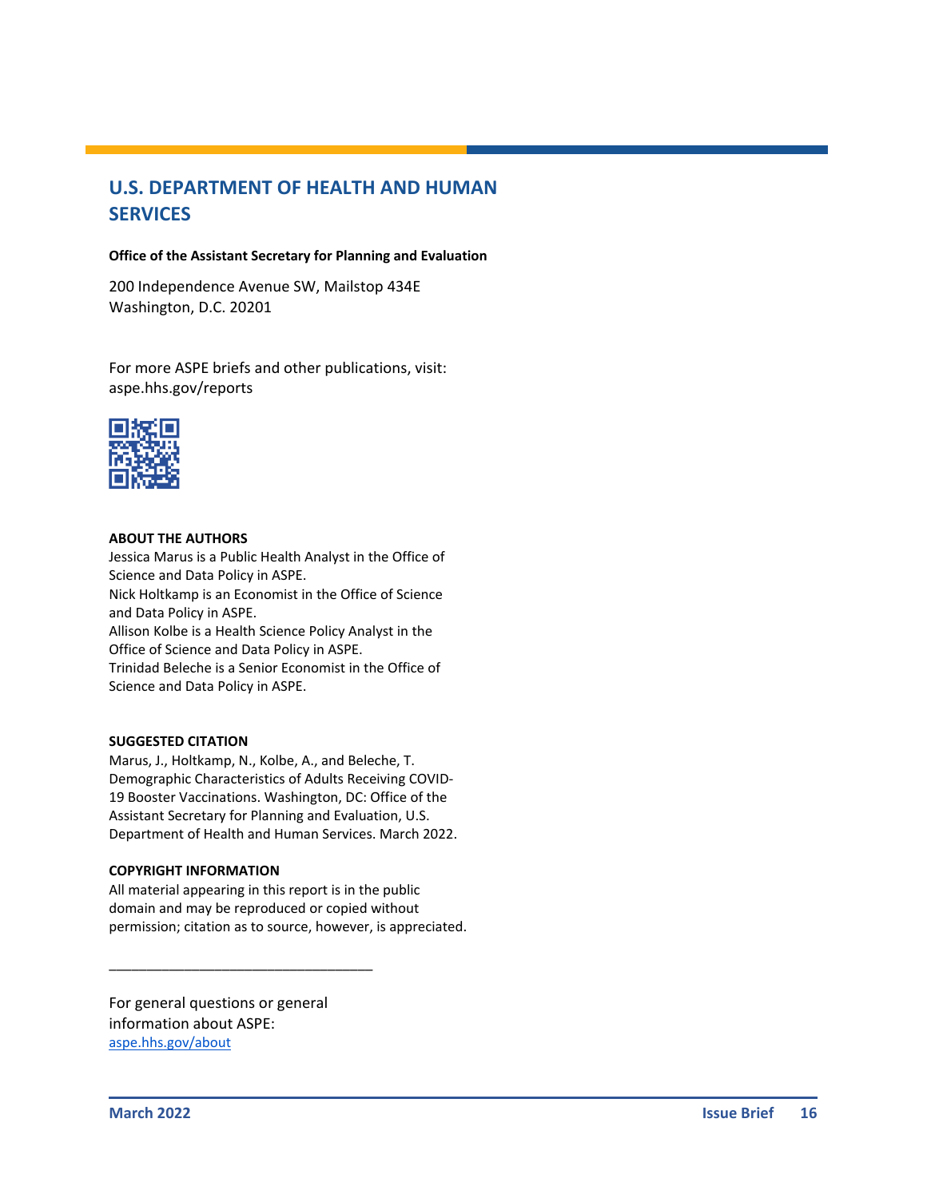## U.S. DEPARTMENT OF HEALTH AND HUMAN SERVICES

**Office of the Assistant Secretary for Planning and Evaluation**

200 Independence Avenue SW, Mailstop 434E
Washington, D.C. 20201

For more ASPE briefs and other publications, visit:
aspe.hhs.gov/reports

**ABOUT THE AUTHORS**

Jessica Marus is a Public Health Analyst in the Office of Science and Data Policy in ASPE.
Nick Holtkamp is an Economist in the Office of Science and Data Policy in ASPE.
Allison Kolbe is a Health Science Policy Analyst in the Office of Science and Data Policy in ASPE.
Trinidad Beleche is a Senior Economist in the Office of Science and Data Policy in ASPE.

**SUGGESTED CITATION**

Marus, J., Holtkamp, N., Kolbe, A., and Beleche, T. Demographic Characteristics of Adults Receiving COVID-19 Booster Vaccinations. Washington, DC: Office of the Assistant Secretary for Planning and Evaluation, U.S. Department of Health and Human Services. March 2022.

**COPYRIGHT INFORMATION**

All material appearing in this report is in the public domain and may be reproduced or copied without permission; citation as to source, however, is appreciated.

---

For general questions or general information about ASPE:
[aspe.hhs.gov/about](aspe.hhs.gov/about)